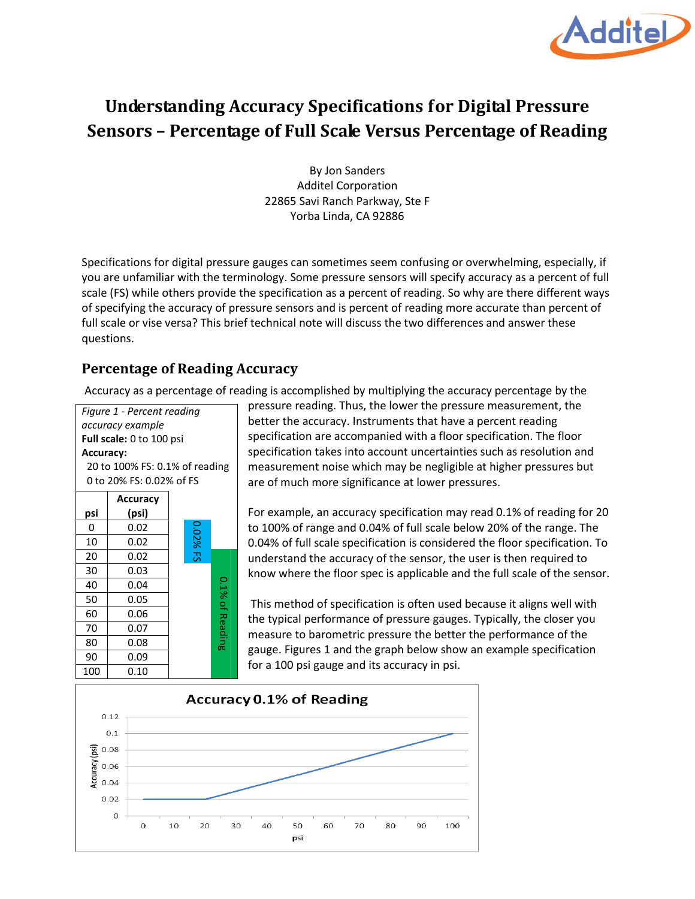# Understanding Accuracy Specifications for Digital Pressure Sensors – Percentage of Full Scale Versus Percentage of Reading

By Jon Sanders
Additel Corporation
22865 Savi Ranch Parkway, Ste F
Yorba Linda, CA 92886

Specifications for digital pressure gauges can sometimes seem confusing or overwhelming, especially, if you are unfamiliar with the terminology. Some pressure sensors will specify accuracy as a percent of full scale (FS) while others provide the specification as a percent of reading. So why are there different ways of specifying the accuracy of pressure sensors and is percent of reading more accurate than percent of full scale or vise versa? This brief technical note will discuss the two differences and answer these questions.

## Percentage of Reading Accuracy

Accuracy as a percentage of reading is accomplished by multiplying the accuracy percentage by the pressure reading. Thus, the lower the pressure measurement, the better the accuracy. Instruments that have a percent reading specification are accompanied with a floor specification. The floor specification takes into account uncertainties such as resolution and measurement noise which may be negligible at higher pressures but are of much more significance at lower pressures.

*Figure 1 - Percent reading accuracy example*

**Full scale:** 0 to 100 psi

**Accuracy:**

20 to 100% FS: 0.1% of reading

0 to 20% FS: 0.02% of FS

| psi | Accuracy (psi) | |
|---|---|---|
| 0 | 0.02 | 0.02% FS |
| 10 | 0.02 | 0.02% FS |
| 20 | 0.02 | 0.02% FS |
| 30 | 0.03 | 0.1% of Reading |
| 40 | 0.04 | 0.1% of Reading |
| 50 | 0.05 | 0.1% of Reading |
| 60 | 0.06 | 0.1% of Reading |
| 70 | 0.07 | 0.1% of Reading |
| 80 | 0.08 | 0.1% of Reading |
| 90 | 0.09 | 0.1% of Reading |
| 100 | 0.10 | 0.1% of Reading |

For example, an accuracy specification may read 0.1% of reading for 20 to 100% of range and 0.04% of full scale below 20% of the range. The 0.04% of full scale specification is considered the floor specification. To understand the accuracy of the sensor, the user is then required to know where the floor spec is applicable and the full scale of the sensor.

This method of specification is often used because it aligns well with the typical performance of pressure gauges. Typically, the closer you measure to barometric pressure the better the performance of the gauge. Figures 1 and the graph below show an example specification for a 100 psi gauge and its accuracy in psi.

**Accuracy 0.1% of Reading**

| psi | Accuracy (psi) |
|---|---|
| 0 | 0.02 |
| 10 | 0.02 |
| 20 | 0.02 |
| 30 | 0.03 |
| 40 | 0.04 |
| 50 | 0.05 |
| 60 | 0.06 |
| 70 | 0.07 |
| 80 | 0.08 |
| 90 | 0.09 |
| 100 | 0.1 |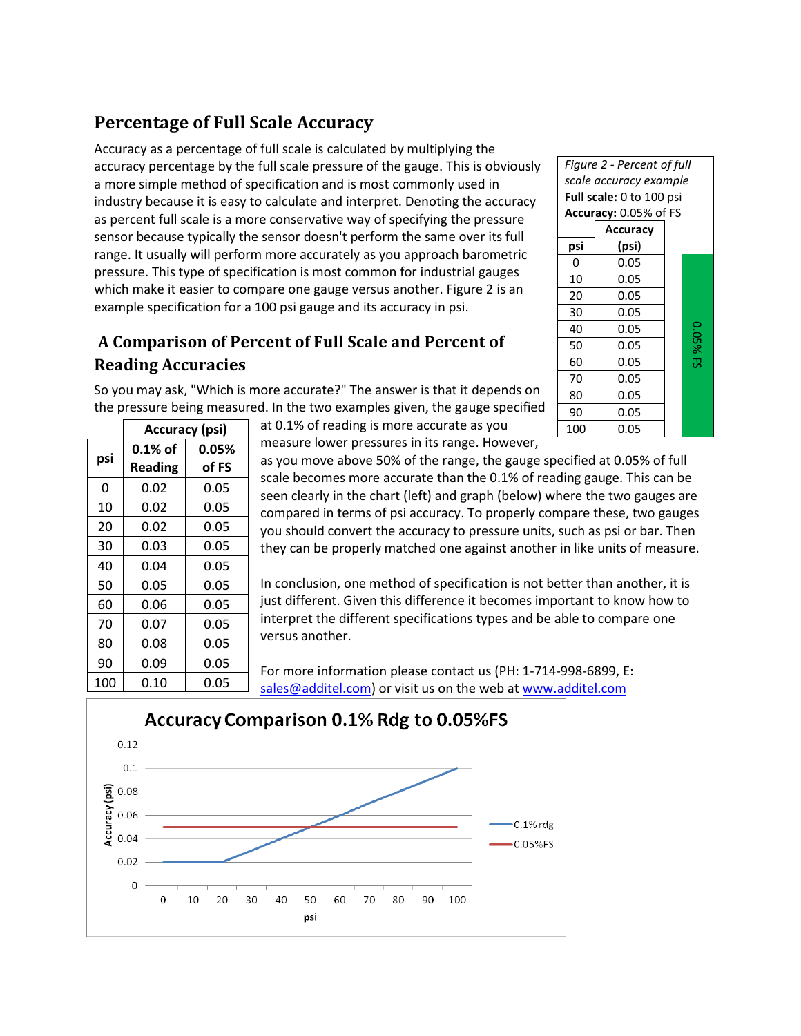## Percentage of Full Scale Accuracy

Accuracy as a percentage of full scale is calculated by multiplying the accuracy percentage by the full scale pressure of the gauge. This is obviously a more simple method of specification and is most commonly used in industry because it is easy to calculate and interpret. Denoting the accuracy as percent full scale is a more conservative way of specifying the pressure sensor because typically the sensor doesn't perform the same over its full range. It usually will perform more accurately as you approach barometric pressure. This type of specification is most common for industrial gauges which make it easier to compare one gauge versus another. Figure 2 is an example specification for a 100 psi gauge and its accuracy in psi.

*Figure 2 - Percent of full scale accuracy example*

**Full scale:** 0 to 100 psi

**Accuracy:** 0.05% of FS

| psi | Accuracy (psi) | |
|---|---|---|
| 0 | 0.05 | 0.05% FS |
| 10 | 0.05 | |
| 20 | 0.05 | |
| 30 | 0.05 | |
| 40 | 0.05 | |
| 50 | 0.05 | |
| 60 | 0.05 | |
| 70 | 0.05 | |
| 80 | 0.05 | |
| 90 | 0.05 | |
| 100 | 0.05 | |

## A Comparison of Percent of Full Scale and Percent of Reading Accuracies

So you may ask, "Which is more accurate?" The answer is that it depends on the pressure being measured. In the two examples given, the gauge specified at 0.1% of reading is more accurate as you measure lower pressures in its range. However, as you move above 50% of the range, the gauge specified at 0.05% of full scale becomes more accurate than the 0.1% of reading gauge. This can be seen clearly in the chart (left) and graph (below) where the two gauges are compared in terms of psi accuracy. To properly compare these, two gauges you should convert the accuracy to pressure units, such as psi or bar. Then they can be properly matched one against another in like units of measure.

| psi | Accuracy (psi) | |
|---|---|---|
| | 0.1% of Reading | 0.05% of FS |
| 0 | 0.02 | 0.05 |
| 10 | 0.02 | 0.05 |
| 20 | 0.02 | 0.05 |
| 30 | 0.03 | 0.05 |
| 40 | 0.04 | 0.05 |
| 50 | 0.05 | 0.05 |
| 60 | 0.06 | 0.05 |
| 70 | 0.07 | 0.05 |
| 80 | 0.08 | 0.05 |
| 90 | 0.09 | 0.05 |
| 100 | 0.10 | 0.05 |

In conclusion, one method of specification is not better than another, it is just different. Given this difference it becomes important to know how to interpret the different specifications types and be able to compare one versus another.

For more information please contact us (PH: 1-714-998-6899, E: sales@additel.com) or visit us on the web at www.additel.com

Accuracy Comparison 0.1% Rdg to 0.05%FS

Accuracy (psi)

0.12
0.1
0.08
0.06
0.04
0.02
0

0 10 20 30 40 50 60 70 80 90 100

psi

0.1% rdg

0.05%FS